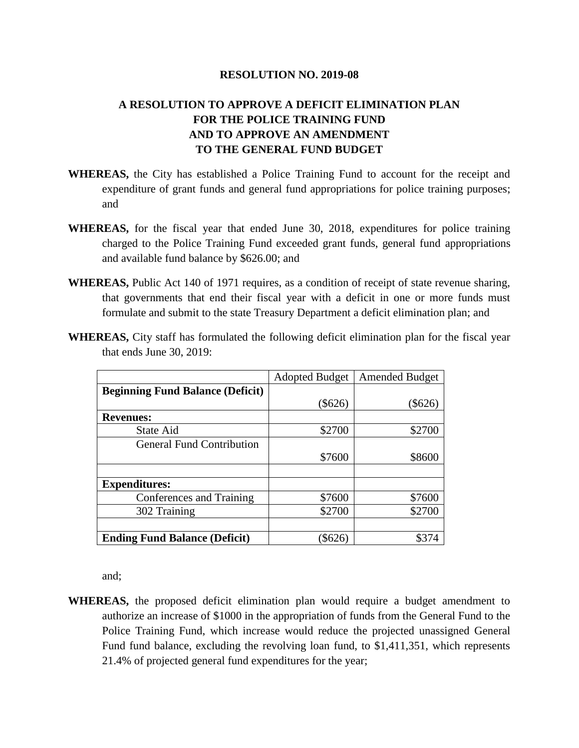**RESOLUTION NO. 2019-08**

# A RESOLUTION TO APPROVE A DEFICIT ELIMINATION PLAN FOR THE POLICE TRAINING FUND AND TO APPROVE AN AMENDMENT TO THE GENERAL FUND BUDGET

**WHEREAS,** the City has established a Police Training Fund to account for the receipt and expenditure of grant funds and general fund appropriations for police training purposes; and

**WHEREAS,** for the fiscal year that ended June 30, 2018, expenditures for police training charged to the Police Training Fund exceeded grant funds, general fund appropriations and available fund balance by $626.00; and

**WHEREAS,** Public Act 140 of 1971 requires, as a condition of receipt of state revenue sharing, that governments that end their fiscal year with a deficit in one or more funds must formulate and submit to the state Treasury Department a deficit elimination plan; and

**WHEREAS,** City staff has formulated the following deficit elimination plan for the fiscal year that ends June 30, 2019:

| | Adopted Budget | Amended Budget |
|---|---|---|
| **Beginning Fund Balance (Deficit)** | ($626) | ($626) |
| **Revenues:** | | |
| State Aid | $2700 | $2700 |
| General Fund Contribution | $7600 | $8600 |
| | | |
| **Expenditures:** | | |
| Conferences and Training | $7600 | $7600 |
| 302 Training | $2700 | $2700 |
| | | |
| **Ending Fund Balance (Deficit)** | ($626) | $374 |

and;

**WHEREAS,** the proposed deficit elimination plan would require a budget amendment to authorize an increase of $1000 in the appropriation of funds from the General Fund to the Police Training Fund, which increase would reduce the projected unassigned General Fund fund balance, excluding the revolving loan fund, to $1,411,351, which represents 21.4% of projected general fund expenditures for the year;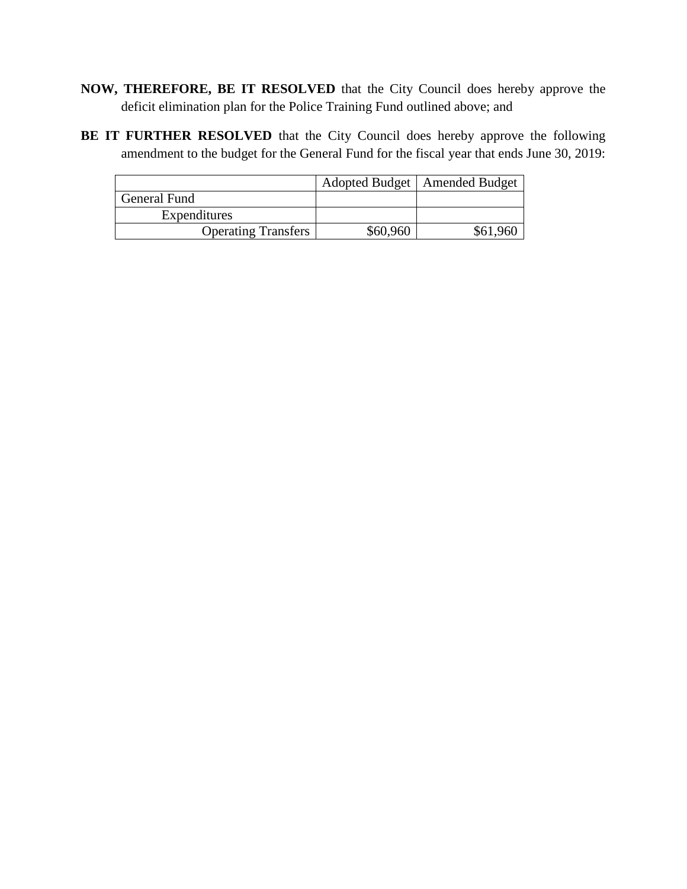**NOW, THEREFORE, BE IT RESOLVED** that the City Council does hereby approve the deficit elimination plan for the Police Training Fund outlined above; and

**BE IT FURTHER RESOLVED** that the City Council does hereby approve the following amendment to the budget for the General Fund for the fiscal year that ends June 30, 2019:

| | Adopted Budget | Amended Budget |
|---|---|---|
| General Fund | | |
| Expenditures | | |
| Operating Transfers | $60,960 | $61,960 |